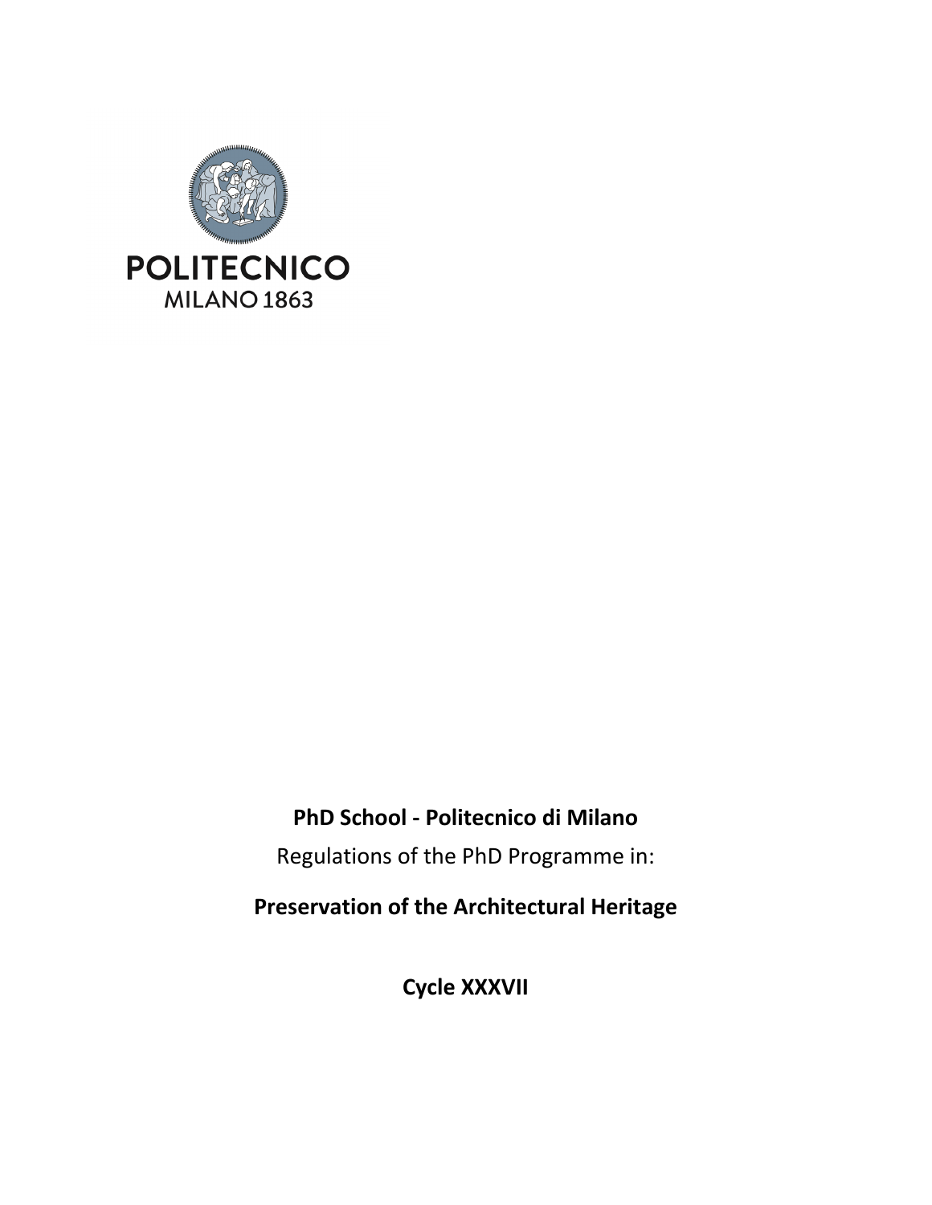POLITECNICO
MILANO 1863

**PhD School - Politecnico di Milano**

Regulations of the PhD Programme in:

**Preservation of the Architectural Heritage**

**Cycle XXXVII**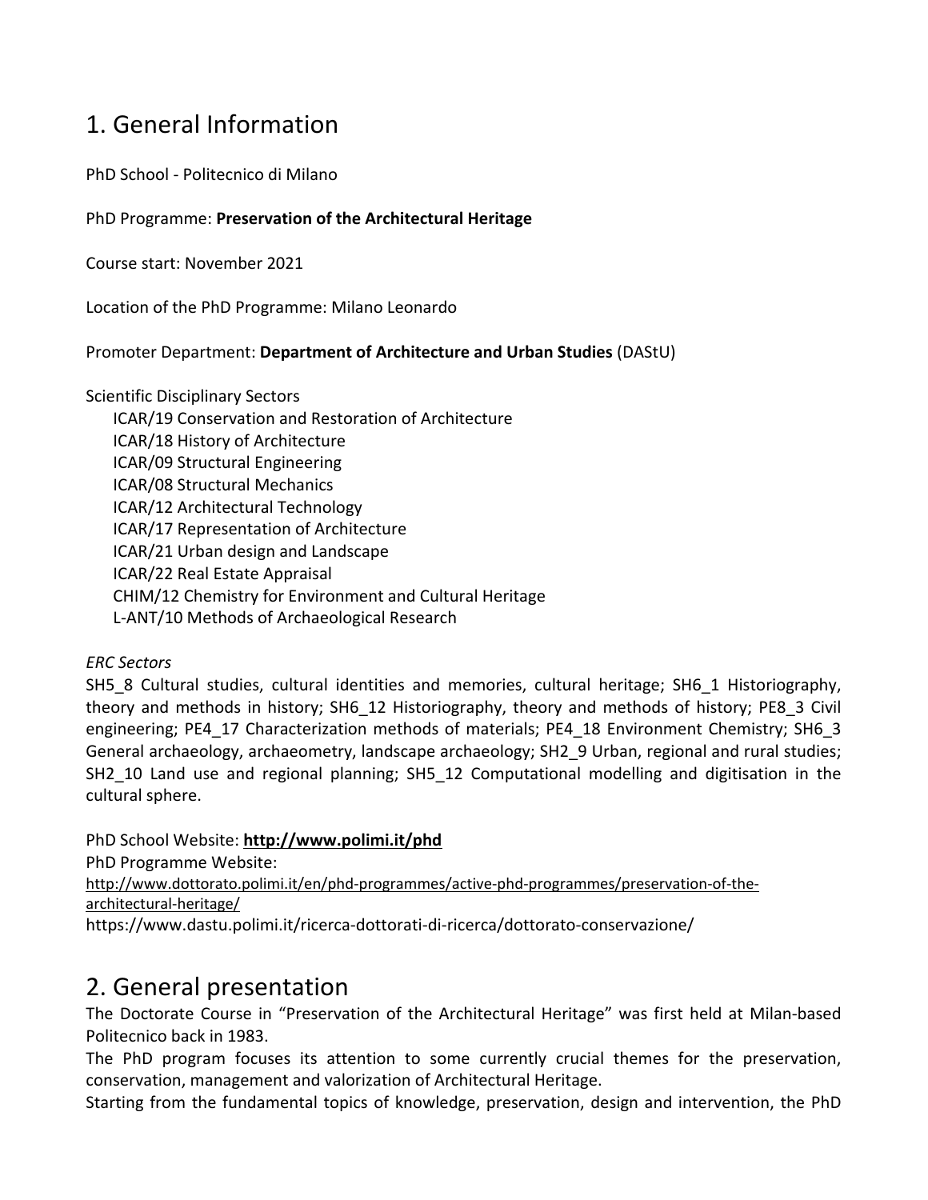# 1. General Information

PhD School - Politecnico di Milano

PhD Programme: **Preservation of the Architectural Heritage**

Course start: November 2021

Location of the PhD Programme: Milano Leonardo

Promoter Department: **Department of Architecture and Urban Studies** (DAStU)

Scientific Disciplinary Sectors

- ICAR/19 Conservation and Restoration of Architecture
- ICAR/18 History of Architecture
- ICAR/09 Structural Engineering
- ICAR/08 Structural Mechanics
- ICAR/12 Architectural Technology
- ICAR/17 Representation of Architecture
- ICAR/21 Urban design and Landscape
- ICAR/22 Real Estate Appraisal
- CHIM/12 Chemistry for Environment and Cultural Heritage
- L-ANT/10 Methods of Archaeological Research

*ERC Sectors*

SH5_8 Cultural studies, cultural identities and memories, cultural heritage; SH6_1 Historiography, theory and methods in history; SH6_12 Historiography, theory and methods of history; PE8_3 Civil engineering; PE4_17 Characterization methods of materials; PE4_18 Environment Chemistry; SH6_3 General archaeology, archaeometry, landscape archaeology; SH2_9 Urban, regional and rural studies; SH2_10 Land use and regional planning; SH5_12 Computational modelling and digitisation in the cultural sphere.

PhD School Website: **http://www.polimi.it/phd**

PhD Programme Website:

http://www.dottorato.polimi.it/en/phd-programmes/active-phd-programmes/preservation-of-the-architectural-heritage/

https://www.dastu.polimi.it/ricerca-dottorati-di-ricerca/dottorato-conservazione/

# 2. General presentation

The Doctorate Course in "Preservation of the Architectural Heritage" was first held at Milan-based Politecnico back in 1983.

The PhD program focuses its attention to some currently crucial themes for the preservation, conservation, management and valorization of Architectural Heritage.

Starting from the fundamental topics of knowledge, preservation, design and intervention, the PhD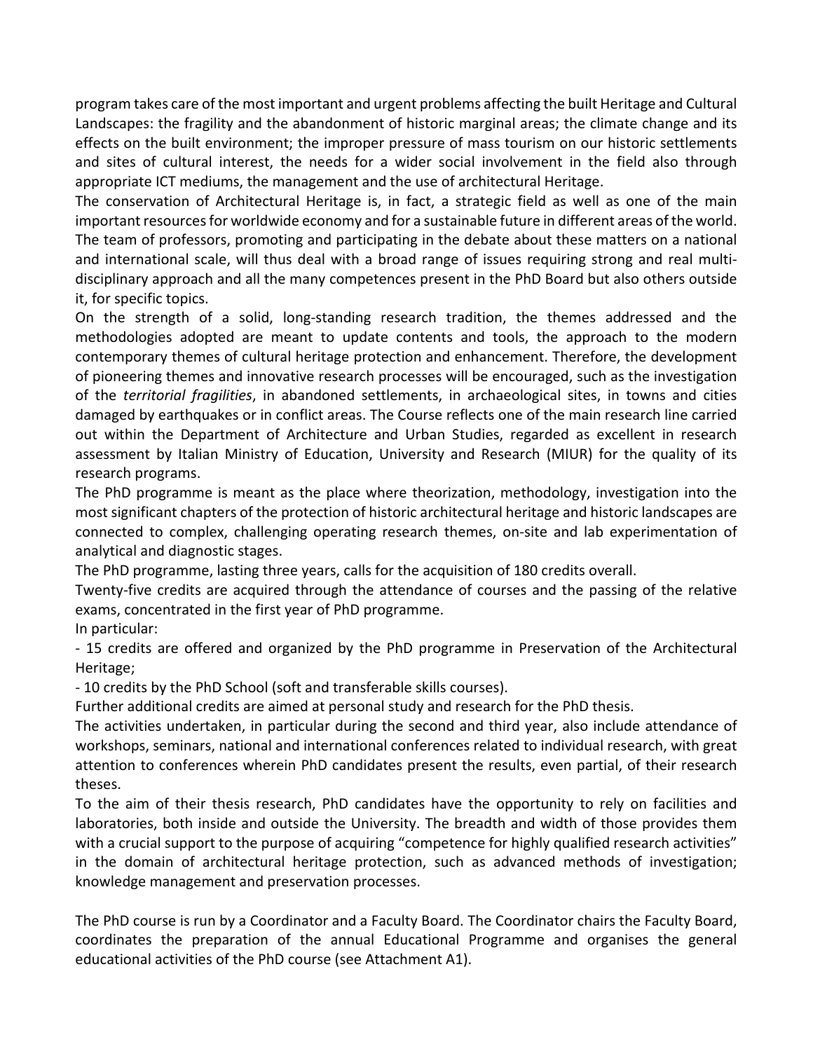program takes care of the most important and urgent problems affecting the built Heritage and Cultural Landscapes: the fragility and the abandonment of historic marginal areas; the climate change and its effects on the built environment; the improper pressure of mass tourism on our historic settlements and sites of cultural interest, the needs for a wider social involvement in the field also through appropriate ICT mediums, the management and the use of architectural Heritage.

The conservation of Architectural Heritage is, in fact, a strategic field as well as one of the main important resources for worldwide economy and for a sustainable future in different areas of the world. The team of professors, promoting and participating in the debate about these matters on a national and international scale, will thus deal with a broad range of issues requiring strong and real multi-disciplinary approach and all the many competences present in the PhD Board but also others outside it, for specific topics.

On the strength of a solid, long-standing research tradition, the themes addressed and the methodologies adopted are meant to update contents and tools, the approach to the modern contemporary themes of cultural heritage protection and enhancement. Therefore, the development of pioneering themes and innovative research processes will be encouraged, such as the investigation of the *territorial fragilities*, in abandoned settlements, in archaeological sites, in towns and cities damaged by earthquakes or in conflict areas. The Course reflects one of the main research line carried out within the Department of Architecture and Urban Studies, regarded as excellent in research assessment by Italian Ministry of Education, University and Research (MIUR) for the quality of its research programs.

The PhD programme is meant as the place where theorization, methodology, investigation into the most significant chapters of the protection of historic architectural heritage and historic landscapes are connected to complex, challenging operating research themes, on-site and lab experimentation of analytical and diagnostic stages.

The PhD programme, lasting three years, calls for the acquisition of 180 credits overall.

Twenty-five credits are acquired through the attendance of courses and the passing of the relative exams, concentrated in the first year of PhD programme.

In particular:

- 15 credits are offered and organized by the PhD programme in Preservation of the Architectural Heritage;
- 10 credits by the PhD School (soft and transferable skills courses).

Further additional credits are aimed at personal study and research for the PhD thesis.

The activities undertaken, in particular during the second and third year, also include attendance of workshops, seminars, national and international conferences related to individual research, with great attention to conferences wherein PhD candidates present the results, even partial, of their research theses.

To the aim of their thesis research, PhD candidates have the opportunity to rely on facilities and laboratories, both inside and outside the University. The breadth and width of those provides them with a crucial support to the purpose of acquiring "competence for highly qualified research activities" in the domain of architectural heritage protection, such as advanced methods of investigation; knowledge management and preservation processes.

The PhD course is run by a Coordinator and a Faculty Board. The Coordinator chairs the Faculty Board, coordinates the preparation of the annual Educational Programme and organises the general educational activities of the PhD course (see Attachment A1).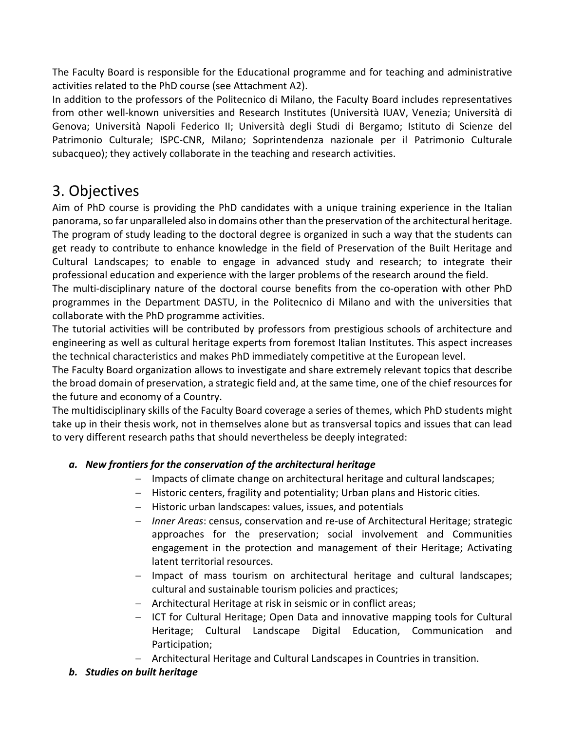The Faculty Board is responsible for the Educational programme and for teaching and administrative activities related to the PhD course (see Attachment A2).

In addition to the professors of the Politecnico di Milano, the Faculty Board includes representatives from other well-known universities and Research Institutes (Università IUAV, Venezia; Università di Genova; Università Napoli Federico II; Università degli Studi di Bergamo; Istituto di Scienze del Patrimonio Culturale; ISPC-CNR, Milano; Soprintendenza nazionale per il Patrimonio Culturale subacqueo); they actively collaborate in the teaching and research activities.

# 3. Objectives

Aim of PhD course is providing the PhD candidates with a unique training experience in the Italian panorama, so far unparalleled also in domains other than the preservation of the architectural heritage. The program of study leading to the doctoral degree is organized in such a way that the students can get ready to contribute to enhance knowledge in the field of Preservation of the Built Heritage and Cultural Landscapes; to enable to engage in advanced study and research; to integrate their professional education and experience with the larger problems of the research around the field.

The multi-disciplinary nature of the doctoral course benefits from the co-operation with other PhD programmes in the Department DASTU, in the Politecnico di Milano and with the universities that collaborate with the PhD programme activities.

The tutorial activities will be contributed by professors from prestigious schools of architecture and engineering as well as cultural heritage experts from foremost Italian Institutes. This aspect increases the technical characteristics and makes PhD immediately competitive at the European level.

The Faculty Board organization allows to investigate and share extremely relevant topics that describe the broad domain of preservation, a strategic field and, at the same time, one of the chief resources for the future and economy of a Country.

The multidisciplinary skills of the Faculty Board coverage a series of themes, which PhD students might take up in their thesis work, not in themselves alone but as transversal topics and issues that can lead to very different research paths that should nevertheless be deeply integrated:

***a. New frontiers for the conservation of the architectural heritage***

- Impacts of climate change on architectural heritage and cultural landscapes;
- Historic centers, fragility and potentiality; Urban plans and Historic cities.
- Historic urban landscapes: values, issues, and potentials
- *Inner Areas*: census, conservation and re-use of Architectural Heritage; strategic approaches for the preservation; social involvement and Communities engagement in the protection and management of their Heritage; Activating latent territorial resources.
- Impact of mass tourism on architectural heritage and cultural landscapes; cultural and sustainable tourism policies and practices;
- Architectural Heritage at risk in seismic or in conflict areas;
- ICT for Cultural Heritage; Open Data and innovative mapping tools for Cultural Heritage; Cultural Landscape Digital Education, Communication and Participation;
- Architectural Heritage and Cultural Landscapes in Countries in transition.

***b. Studies on built heritage***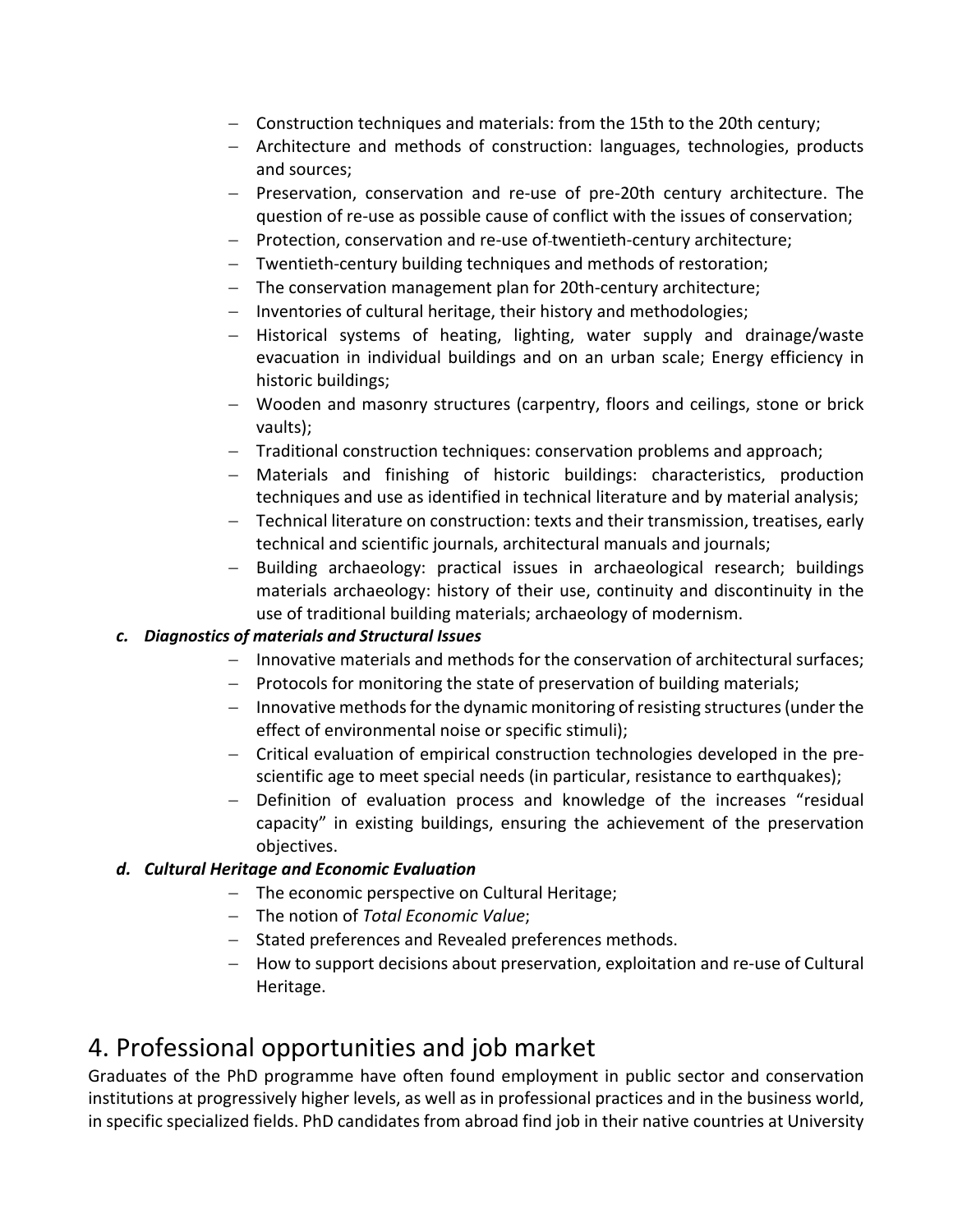- Construction techniques and materials: from the 15th to the 20th century;
- Architecture and methods of construction: languages, technologies, products and sources;
- Preservation, conservation and re-use of pre-20th century architecture. The question of re-use as possible cause of conflict with the issues of conservation;
- Protection, conservation and re-use of twentieth-century architecture;
- Twentieth-century building techniques and methods of restoration;
- The conservation management plan for 20th-century architecture;
- Inventories of cultural heritage, their history and methodologies;
- Historical systems of heating, lighting, water supply and drainage/waste evacuation in individual buildings and on an urban scale; Energy efficiency in historic buildings;
- Wooden and masonry structures (carpentry, floors and ceilings, stone or brick vaults);
- Traditional construction techniques: conservation problems and approach;
- Materials and finishing of historic buildings: characteristics, production techniques and use as identified in technical literature and by material analysis;
- Technical literature on construction: texts and their transmission, treatises, early technical and scientific journals, architectural manuals and journals;
- Building archaeology: practical issues in archaeological research; buildings materials archaeology: history of their use, continuity and discontinuity in the use of traditional building materials; archaeology of modernism.

***c. Diagnostics of materials and Structural Issues***

- Innovative materials and methods for the conservation of architectural surfaces;
- Protocols for monitoring the state of preservation of building materials;
- Innovative methods for the dynamic monitoring of resisting structures (under the effect of environmental noise or specific stimuli);
- Critical evaluation of empirical construction technologies developed in the pre-scientific age to meet special needs (in particular, resistance to earthquakes);
- Definition of evaluation process and knowledge of the increases "residual capacity" in existing buildings, ensuring the achievement of the preservation objectives.

***d. Cultural Heritage and Economic Evaluation***

- The economic perspective on Cultural Heritage;
- The notion of *Total Economic Value*;
- Stated preferences and Revealed preferences methods.
- How to support decisions about preservation, exploitation and re-use of Cultural Heritage.

# 4. Professional opportunities and job market

Graduates of the PhD programme have often found employment in public sector and conservation institutions at progressively higher levels, as well as in professional practices and in the business world, in specific specialized fields. PhD candidates from abroad find job in their native countries at University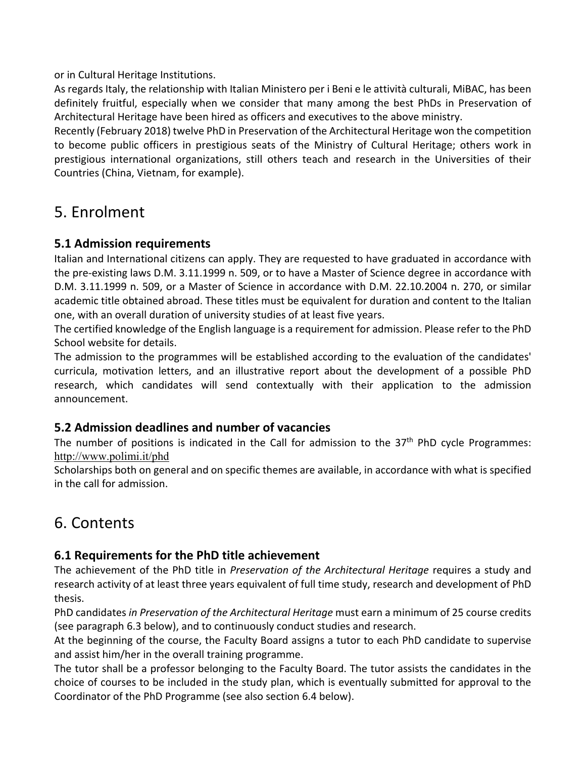or in Cultural Heritage Institutions.

As regards Italy, the relationship with Italian Ministero per i Beni e le attività culturali, MiBAC, has been definitely fruitful, especially when we consider that many among the best PhDs in Preservation of Architectural Heritage have been hired as officers and executives to the above ministry.

Recently (February 2018) twelve PhD in Preservation of the Architectural Heritage won the competition to become public officers in prestigious seats of the Ministry of Cultural Heritage; others work in prestigious international organizations, still others teach and research in the Universities of their Countries (China, Vietnam, for example).

# 5. Enrolment

### 5.1 Admission requirements

Italian and International citizens can apply. They are requested to have graduated in accordance with the pre-existing laws D.M. 3.11.1999 n. 509, or to have a Master of Science degree in accordance with D.M. 3.11.1999 n. 509, or a Master of Science in accordance with D.M. 22.10.2004 n. 270, or similar academic title obtained abroad. These titles must be equivalent for duration and content to the Italian one, with an overall duration of university studies of at least five years.

The certified knowledge of the English language is a requirement for admission. Please refer to the PhD School website for details.

The admission to the programmes will be established according to the evaluation of the candidates' curricula, motivation letters, and an illustrative report about the development of a possible PhD research, which candidates will send contextually with their application to the admission announcement.

### 5.2 Admission deadlines and number of vacancies

The number of positions is indicated in the Call for admission to the 37th PhD cycle Programmes: http://www.polimi.it/phd

Scholarships both on general and on specific themes are available, in accordance with what is specified in the call for admission.

# 6. Contents

### 6.1 Requirements for the PhD title achievement

The achievement of the PhD title in *Preservation of the Architectural Heritage* requires a study and research activity of at least three years equivalent of full time study, research and development of PhD thesis.

PhD candidates *in Preservation of the Architectural Heritage* must earn a minimum of 25 course credits (see paragraph 6.3 below), and to continuously conduct studies and research.

At the beginning of the course, the Faculty Board assigns a tutor to each PhD candidate to supervise and assist him/her in the overall training programme.

The tutor shall be a professor belonging to the Faculty Board. The tutor assists the candidates in the choice of courses to be included in the study plan, which is eventually submitted for approval to the Coordinator of the PhD Programme (see also section 6.4 below).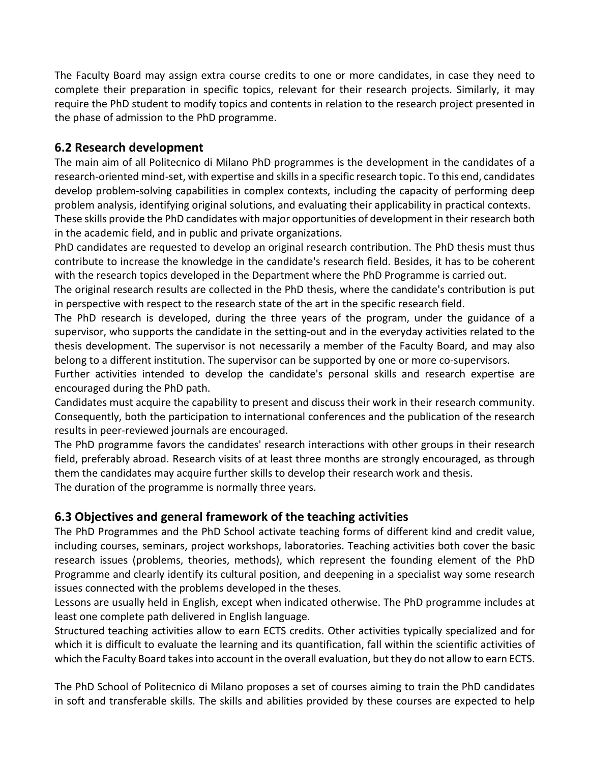The Faculty Board may assign extra course credits to one or more candidates, in case they need to complete their preparation in specific topics, relevant for their research projects. Similarly, it may require the PhD student to modify topics and contents in relation to the research project presented in the phase of admission to the PhD programme.

## 6.2 Research development

The main aim of all Politecnico di Milano PhD programmes is the development in the candidates of a research-oriented mind-set, with expertise and skills in a specific research topic. To this end, candidates develop problem-solving capabilities in complex contexts, including the capacity of performing deep problem analysis, identifying original solutions, and evaluating their applicability in practical contexts. These skills provide the PhD candidates with major opportunities of development in their research both in the academic field, and in public and private organizations.

PhD candidates are requested to develop an original research contribution. The PhD thesis must thus contribute to increase the knowledge in the candidate's research field. Besides, it has to be coherent with the research topics developed in the Department where the PhD Programme is carried out.

The original research results are collected in the PhD thesis, where the candidate's contribution is put in perspective with respect to the research state of the art in the specific research field.

The PhD research is developed, during the three years of the program, under the guidance of a supervisor, who supports the candidate in the setting-out and in the everyday activities related to the thesis development. The supervisor is not necessarily a member of the Faculty Board, and may also belong to a different institution. The supervisor can be supported by one or more co-supervisors.

Further activities intended to develop the candidate's personal skills and research expertise are encouraged during the PhD path.

Candidates must acquire the capability to present and discuss their work in their research community. Consequently, both the participation to international conferences and the publication of the research results in peer-reviewed journals are encouraged.

The PhD programme favors the candidates' research interactions with other groups in their research field, preferably abroad. Research visits of at least three months are strongly encouraged, as through them the candidates may acquire further skills to develop their research work and thesis.

The duration of the programme is normally three years.

## 6.3 Objectives and general framework of the teaching activities

The PhD Programmes and the PhD School activate teaching forms of different kind and credit value, including courses, seminars, project workshops, laboratories. Teaching activities both cover the basic research issues (problems, theories, methods), which represent the founding element of the PhD Programme and clearly identify its cultural position, and deepening in a specialist way some research issues connected with the problems developed in the theses.

Lessons are usually held in English, except when indicated otherwise. The PhD programme includes at least one complete path delivered in English language.

Structured teaching activities allow to earn ECTS credits. Other activities typically specialized and for which it is difficult to evaluate the learning and its quantification, fall within the scientific activities of which the Faculty Board takes into account in the overall evaluation, but they do not allow to earn ECTS.

The PhD School of Politecnico di Milano proposes a set of courses aiming to train the PhD candidates in soft and transferable skills. The skills and abilities provided by these courses are expected to help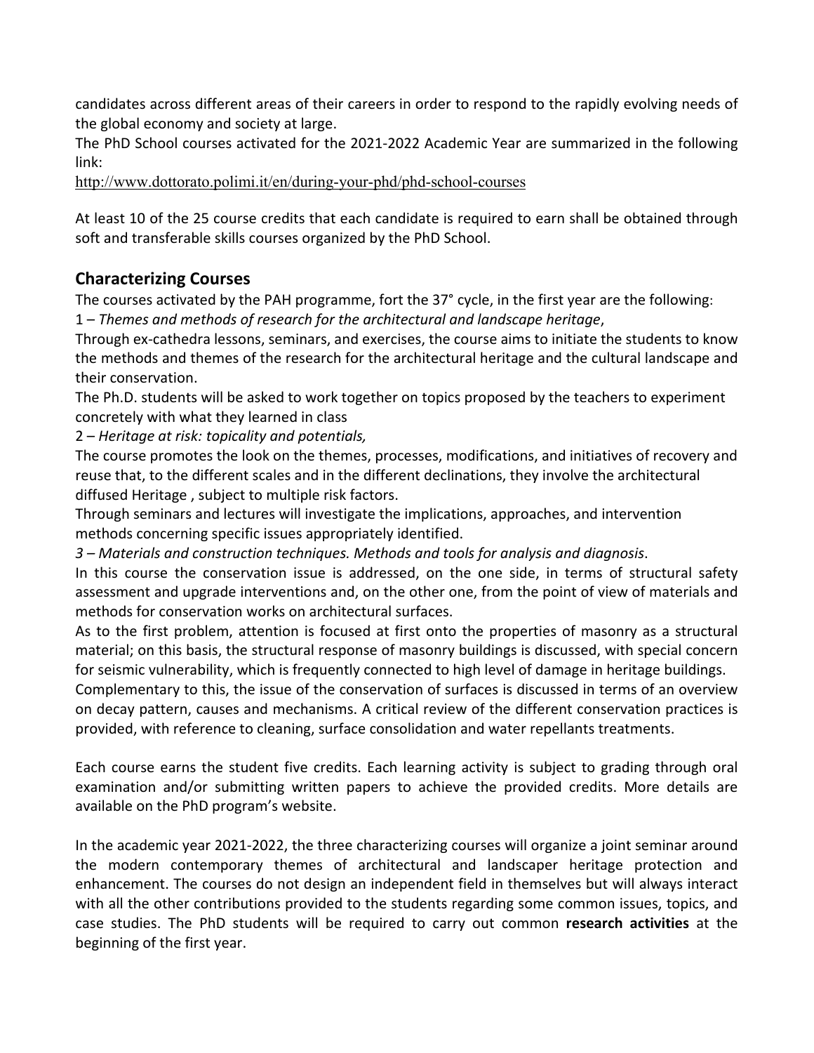candidates across different areas of their careers in order to respond to the rapidly evolving needs of the global economy and society at large.

The PhD School courses activated for the 2021-2022 Academic Year are summarized in the following link:

http://www.dottorato.polimi.it/en/during-your-phd/phd-school-courses

At least 10 of the 25 course credits that each candidate is required to earn shall be obtained through soft and transferable skills courses organized by the PhD School.

## Characterizing Courses

The courses activated by the PAH programme, fort the 37° cycle, in the first year are the following:

1 – *Themes and methods of research for the architectural and landscape heritage*,

Through ex-cathedra lessons, seminars, and exercises, the course aims to initiate the students to know the methods and themes of the research for the architectural heritage and the cultural landscape and their conservation.

The Ph.D. students will be asked to work together on topics proposed by the teachers to experiment concretely with what they learned in class

2 – *Heritage at risk: topicality and potentials,*

The course promotes the look on the themes, processes, modifications, and initiatives of recovery and reuse that, to the different scales and in the different declinations, they involve the architectural diffused Heritage , subject to multiple risk factors.

Through seminars and lectures will investigate the implications, approaches, and intervention methods concerning specific issues appropriately identified.

*3 – Materials and construction techniques. Methods and tools for analysis and diagnosis*.

In this course the conservation issue is addressed, on the one side, in terms of structural safety assessment and upgrade interventions and, on the other one, from the point of view of materials and methods for conservation works on architectural surfaces.

As to the first problem, attention is focused at first onto the properties of masonry as a structural material; on this basis, the structural response of masonry buildings is discussed, with special concern for seismic vulnerability, which is frequently connected to high level of damage in heritage buildings.

Complementary to this, the issue of the conservation of surfaces is discussed in terms of an overview on decay pattern, causes and mechanisms. A critical review of the different conservation practices is provided, with reference to cleaning, surface consolidation and water repellants treatments.

Each course earns the student five credits. Each learning activity is subject to grading through oral examination and/or submitting written papers to achieve the provided credits. More details are available on the PhD program's website.

In the academic year 2021-2022, the three characterizing courses will organize a joint seminar around the modern contemporary themes of architectural and landscaper heritage protection and enhancement. The courses do not design an independent field in themselves but will always interact with all the other contributions provided to the students regarding some common issues, topics, and case studies. The PhD students will be required to carry out common **research activities** at the beginning of the first year.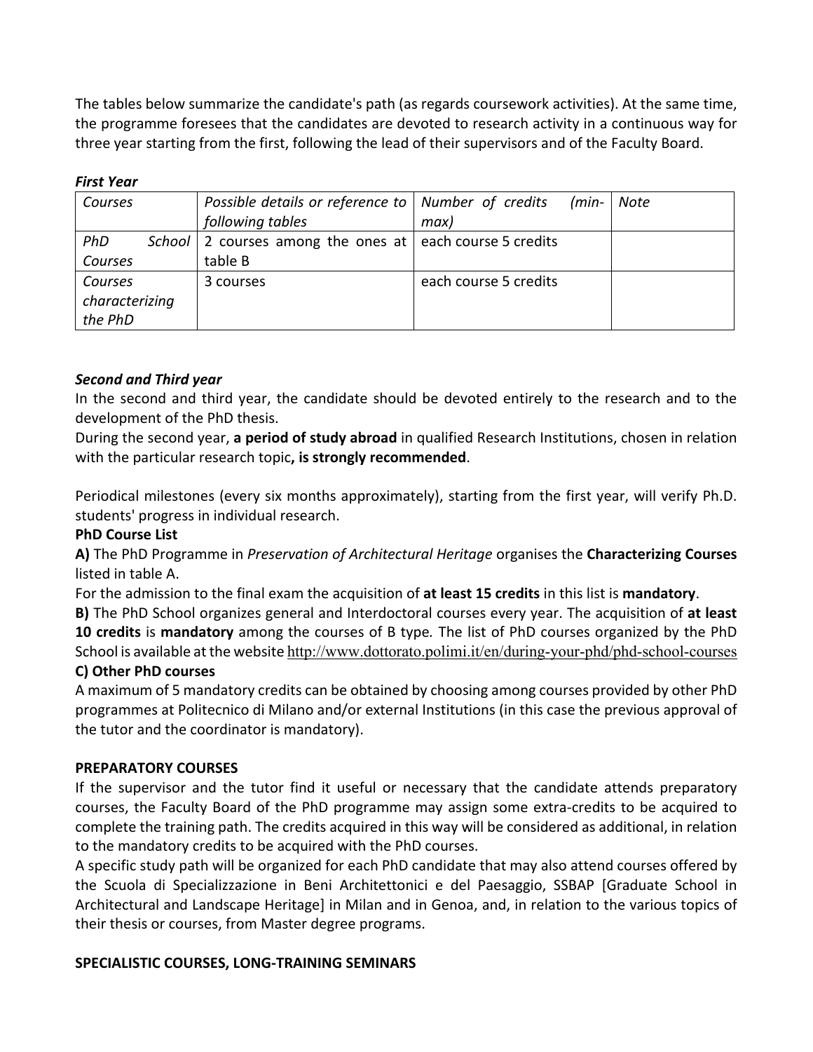The tables below summarize the candidate's path (as regards coursework activities). At the same time, the programme foresees that the candidates are devoted to research activity in a continuous way for three year starting from the first, following the lead of their supervisors and of the Faculty Board.

***First Year***

| *Courses* | *Possible details or reference to following tables* | *Number of credits (min-max)* | *Note* |
|---|---|---|---|
| *PhD School Courses* | 2 courses among the ones at table B | each course 5 credits | |
| *Courses characterizing the PhD* | 3 courses | each course 5 credits | |

***Second and Third year***

In the second and third year, the candidate should be devoted entirely to the research and to the development of the PhD thesis.

During the second year, **a period of study abroad** in qualified Research Institutions, chosen in relation with the particular research topic**, is strongly recommended**.

Periodical milestones (every six months approximately), starting from the first year, will verify Ph.D. students' progress in individual research.

**PhD Course List**

**A)** The PhD Programme in *Preservation of Architectural Heritage* organises the **Characterizing Courses** listed in table A.

For the admission to the final exam the acquisition of **at least 15 credits** in this list is **mandatory**.

**B)** The PhD School organizes general and Interdoctoral courses every year. The acquisition of **at least 10 credits** is **mandatory** among the courses of B type*.* The list of PhD courses organized by the PhD School is available at the website http://www.dottorato.polimi.it/en/during-your-phd/phd-school-courses

**C) Other PhD courses**

A maximum of 5 mandatory credits can be obtained by choosing among courses provided by other PhD programmes at Politecnico di Milano and/or external Institutions (in this case the previous approval of the tutor and the coordinator is mandatory).

**PREPARATORY COURSES**

If the supervisor and the tutor find it useful or necessary that the candidate attends preparatory courses, the Faculty Board of the PhD programme may assign some extra-credits to be acquired to complete the training path. The credits acquired in this way will be considered as additional, in relation to the mandatory credits to be acquired with the PhD courses.

A specific study path will be organized for each PhD candidate that may also attend courses offered by the Scuola di Specializzazione in Beni Architettonici e del Paesaggio, SSBAP [Graduate School in Architectural and Landscape Heritage] in Milan and in Genoa, and, in relation to the various topics of their thesis or courses, from Master degree programs.

**SPECIALISTIC COURSES, LONG-TRAINING SEMINARS**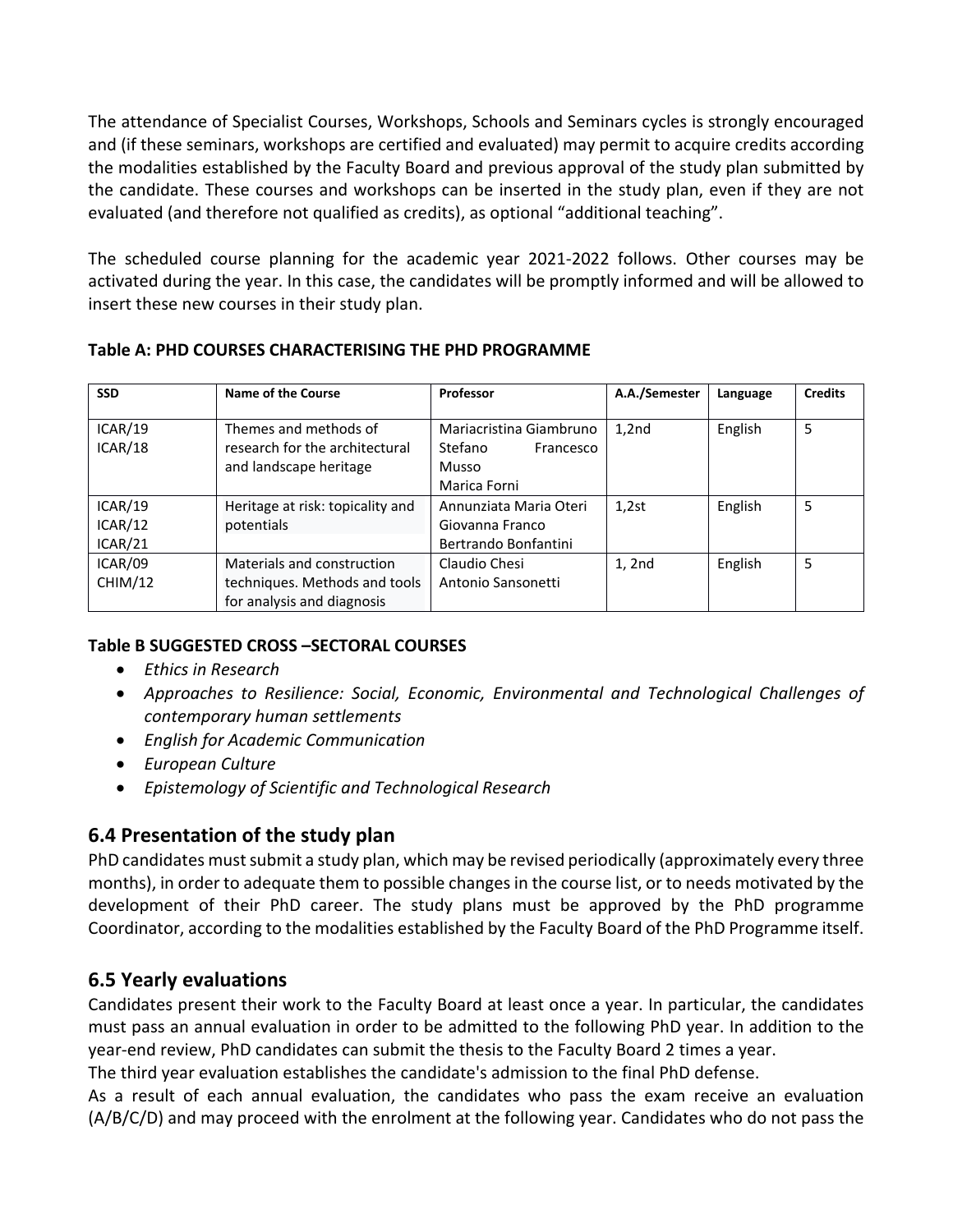The attendance of Specialist Courses, Workshops, Schools and Seminars cycles is strongly encouraged and (if these seminars, workshops are certified and evaluated) may permit to acquire credits according the modalities established by the Faculty Board and previous approval of the study plan submitted by the candidate. These courses and workshops can be inserted in the study plan, even if they are not evaluated (and therefore not qualified as credits), as optional "additional teaching".

The scheduled course planning for the academic year 2021-2022 follows. Other courses may be activated during the year. In this case, the candidates will be promptly informed and will be allowed to insert these new courses in their study plan.

**Table A: PHD COURSES CHARACTERISING THE PHD PROGRAMME**

| SSD | Name of the Course | Professor | A.A./Semester | Language | Credits |
|---|---|---|---|---|---|
| ICAR/19<br>ICAR/18 | Themes and methods of research for the architectural and landscape heritage | Mariacristina Giambruno<br>Stefano Francesco Musso<br>Marica Forni | 1,2nd | English | 5 |
| ICAR/19<br>ICAR/12<br>ICAR/21 | Heritage at risk: topicality and potentials | Annunziata Maria Oteri<br>Giovanna Franco<br>Bertrando Bonfantini | 1,2st | English | 5 |
| ICAR/09<br>CHIM/12 | Materials and construction techniques. Methods and tools for analysis and diagnosis | Claudio Chesi<br>Antonio Sansonetti | 1, 2nd | English | 5 |

**Table B SUGGESTED CROSS –SECTORAL COURSES**

- *Ethics in Research*
- *Approaches to Resilience: Social, Economic, Environmental and Technological Challenges of contemporary human settlements*
- *English for Academic Communication*
- *European Culture*
- *Epistemology of Scientific and Technological Research*

## 6.4 Presentation of the study plan

PhD candidates must submit a study plan, which may be revised periodically (approximately every three months), in order to adequate them to possible changes in the course list, or to needs motivated by the development of their PhD career. The study plans must be approved by the PhD programme Coordinator, according to the modalities established by the Faculty Board of the PhD Programme itself.

## 6.5 Yearly evaluations

Candidates present their work to the Faculty Board at least once a year. In particular, the candidates must pass an annual evaluation in order to be admitted to the following PhD year. In addition to the year-end review, PhD candidates can submit the thesis to the Faculty Board 2 times a year.

The third year evaluation establishes the candidate's admission to the final PhD defense.

As a result of each annual evaluation, the candidates who pass the exam receive an evaluation (A/B/C/D) and may proceed with the enrolment at the following year. Candidates who do not pass the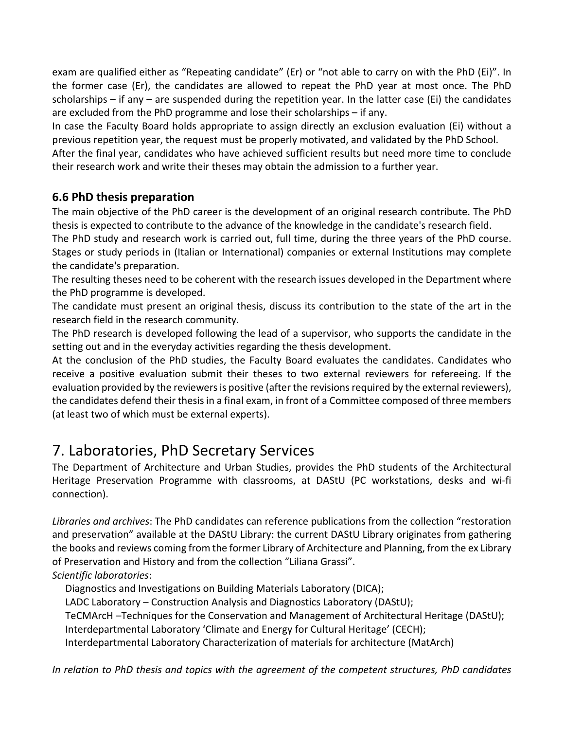exam are qualified either as "Repeating candidate" (Er) or "not able to carry on with the PhD (Ei)". In the former case (Er), the candidates are allowed to repeat the PhD year at most once. The PhD scholarships – if any – are suspended during the repetition year. In the latter case (Ei) the candidates are excluded from the PhD programme and lose their scholarships – if any.

In case the Faculty Board holds appropriate to assign directly an exclusion evaluation (Ei) without a previous repetition year, the request must be properly motivated, and validated by the PhD School.

After the final year, candidates who have achieved sufficient results but need more time to conclude their research work and write their theses may obtain the admission to a further year.

### 6.6 PhD thesis preparation

The main objective of the PhD career is the development of an original research contribute. The PhD thesis is expected to contribute to the advance of the knowledge in the candidate's research field.

The PhD study and research work is carried out, full time, during the three years of the PhD course. Stages or study periods in (Italian or International) companies or external Institutions may complete the candidate's preparation.

The resulting theses need to be coherent with the research issues developed in the Department where the PhD programme is developed.

The candidate must present an original thesis, discuss its contribution to the state of the art in the research field in the research community.

The PhD research is developed following the lead of a supervisor, who supports the candidate in the setting out and in the everyday activities regarding the thesis development.

At the conclusion of the PhD studies, the Faculty Board evaluates the candidates. Candidates who receive a positive evaluation submit their theses to two external reviewers for refereeing. If the evaluation provided by the reviewers is positive (after the revisions required by the external reviewers), the candidates defend their thesis in a final exam, in front of a Committee composed of three members (at least two of which must be external experts).

## 7. Laboratories, PhD Secretary Services

The Department of Architecture and Urban Studies, provides the PhD students of the Architectural Heritage Preservation Programme with classrooms, at DAStU (PC workstations, desks and wi-fi connection).

*Libraries and archives*: The PhD candidates can reference publications from the collection "restoration and preservation" available at the DAStU Library: the current DAStU Library originates from gathering the books and reviews coming from the former Library of Architecture and Planning, from the ex Library of Preservation and History and from the collection "Liliana Grassi".

*Scientific laboratories*:

- Diagnostics and Investigations on Building Materials Laboratory (DICA);
- LADC Laboratory – Construction Analysis and Diagnostics Laboratory (DAStU);
- TeCMArcH –Techniques for the Conservation and Management of Architectural Heritage (DAStU);
- Interdepartmental Laboratory 'Climate and Energy for Cultural Heritage' (CECH);
- Interdepartmental Laboratory Characterization of materials for architecture (MatArch)

*In relation to PhD thesis and topics with the agreement of the competent structures, PhD candidates*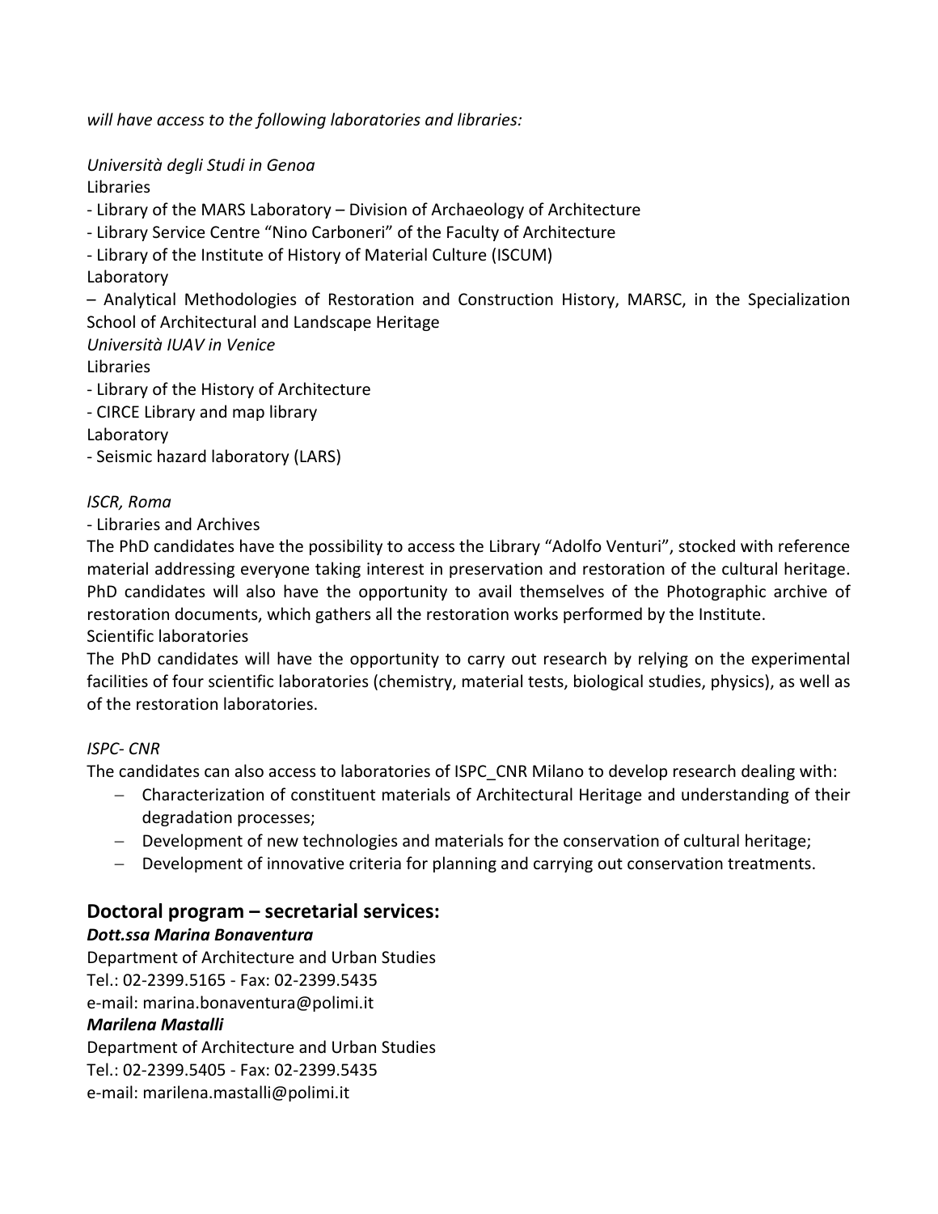*will have access to the following laboratories and libraries:*

*Università degli Studi in Genoa*

Libraries

- Library of the MARS Laboratory – Division of Archaeology of Architecture
- Library Service Centre "Nino Carboneri" of the Faculty of Architecture
- Library of the Institute of History of Material Culture (ISCUM)

Laboratory

– Analytical Methodologies of Restoration and Construction History, MARSC, in the Specialization School of Architectural and Landscape Heritage

*Università IUAV in Venice*

Libraries

- Library of the History of Architecture
- CIRCE Library and map library

Laboratory

- Seismic hazard laboratory (LARS)

*ISCR, Roma*

- Libraries and Archives

The PhD candidates have the possibility to access the Library "Adolfo Venturi", stocked with reference material addressing everyone taking interest in preservation and restoration of the cultural heritage. PhD candidates will also have the opportunity to avail themselves of the Photographic archive of restoration documents, which gathers all the restoration works performed by the Institute.

Scientific laboratories

The PhD candidates will have the opportunity to carry out research by relying on the experimental facilities of four scientific laboratories (chemistry, material tests, biological studies, physics), as well as of the restoration laboratories.

*ISPC- CNR*

The candidates can also access to laboratories of ISPC_CNR Milano to develop research dealing with:

- Characterization of constituent materials of Architectural Heritage and understanding of their degradation processes;
- Development of new technologies and materials for the conservation of cultural heritage;
- Development of innovative criteria for planning and carrying out conservation treatments.

## Doctoral program – secretarial services:

***Dott.ssa Marina Bonaventura***

Department of Architecture and Urban Studies

Tel.: 02-2399.5165 - Fax: 02-2399.5435

e-mail: marina.bonaventura@polimi.it

***Marilena Mastalli***

Department of Architecture and Urban Studies

Tel.: 02-2399.5405 - Fax: 02-2399.5435

e-mail: marilena.mastalli@polimi.it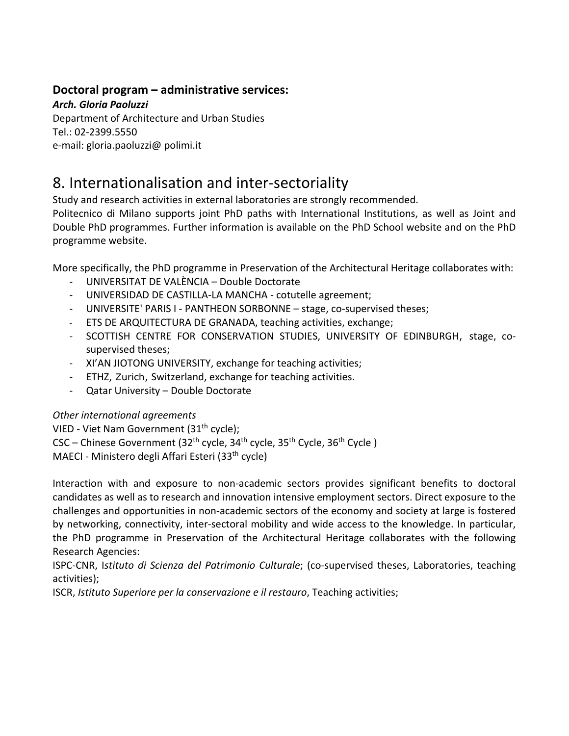**Doctoral program – administrative services:**

***Arch. Gloria Paoluzzi***

Department of Architecture and Urban Studies

Tel.: 02-2399.5550

e-mail: gloria.paoluzzi@ polimi.it

# 8. Internationalisation and inter-sectoriality

Study and research activities in external laboratories are strongly recommended.

Politecnico di Milano supports joint PhD paths with International Institutions, as well as Joint and Double PhD programmes. Further information is available on the PhD School website and on the PhD programme website.

More specifically, the PhD programme in Preservation of the Architectural Heritage collaborates with:

- UNIVERSITAT DE VALÈNCIA – Double Doctorate
- UNIVERSIDAD DE CASTILLA-LA MANCHA - cotutelle agreement;
- UNIVERSITE' PARIS I - PANTHEON SORBONNE – stage, co-supervised theses;
- ETS DE ARQUITECTURA DE GRANADA, teaching activities, exchange;
- SCOTTISH CENTRE FOR CONSERVATION STUDIES, UNIVERSITY OF EDINBURGH, stage, co-supervised theses;
- XI'AN JIOTONG UNIVERSITY, exchange for teaching activities;
- ETHZ, Zurich, Switzerland, exchange for teaching activities.
- Qatar University – Double Doctorate

*Other international agreements*

VIED - Viet Nam Government (31th cycle);

CSC – Chinese Government (32th cycle, 34th cycle, 35th Cycle, 36th Cycle )

MAECI - Ministero degli Affari Esteri (33th cycle)

Interaction with and exposure to non-academic sectors provides significant benefits to doctoral candidates as well as to research and innovation intensive employment sectors. Direct exposure to the challenges and opportunities in non-academic sectors of the economy and society at large is fostered by networking, connectivity, inter-sectoral mobility and wide access to the knowledge. In particular, the PhD programme in Preservation of the Architectural Heritage collaborates with the following Research Agencies:

ISPC-CNR, I*stituto di Scienza del Patrimonio Culturale*; (co-supervised theses, Laboratories, teaching activities);

ISCR, *Istituto Superiore per la conservazione e il restauro*, Teaching activities;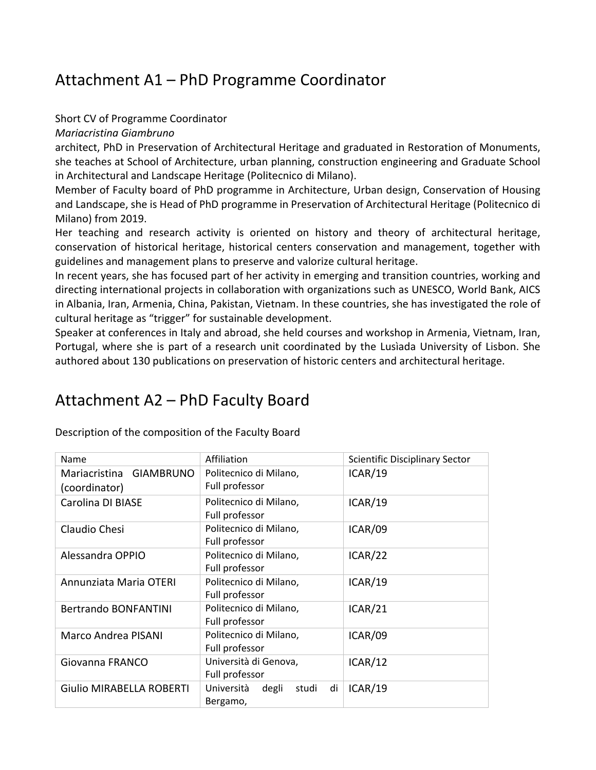# Attachment A1 – PhD Programme Coordinator

Short CV of Programme Coordinator

*Mariacristina Giambruno*

architect, PhD in Preservation of Architectural Heritage and graduated in Restoration of Monuments, she teaches at School of Architecture, urban planning, construction engineering and Graduate School in Architectural and Landscape Heritage (Politecnico di Milano).

Member of Faculty board of PhD programme in Architecture, Urban design, Conservation of Housing and Landscape, she is Head of PhD programme in Preservation of Architectural Heritage (Politecnico di Milano) from 2019.

Her teaching and research activity is oriented on history and theory of architectural heritage, conservation of historical heritage, historical centers conservation and management, together with guidelines and management plans to preserve and valorize cultural heritage.

In recent years, she has focused part of her activity in emerging and transition countries, working and directing international projects in collaboration with organizations such as UNESCO, World Bank, AICS in Albania, Iran, Armenia, China, Pakistan, Vietnam. In these countries, she has investigated the role of cultural heritage as "trigger" for sustainable development.

Speaker at conferences in Italy and abroad, she held courses and workshop in Armenia, Vietnam, Iran, Portugal, where she is part of a research unit coordinated by the Lusìada University of Lisbon. She authored about 130 publications on preservation of historic centers and architectural heritage.

# Attachment A2 – PhD Faculty Board

Description of the composition of the Faculty Board

| Name | Affiliation | Scientific Disciplinary Sector |
|---|---|---|
| Mariacristina GIAMBRUNO (coordinator) | Politecnico di Milano, Full professor | ICAR/19 |
| Carolina DI BIASE | Politecnico di Milano, Full professor | ICAR/19 |
| Claudio Chesi | Politecnico di Milano, Full professor | ICAR/09 |
| Alessandra OPPIO | Politecnico di Milano, Full professor | ICAR/22 |
| Annunziata Maria OTERI | Politecnico di Milano, Full professor | ICAR/19 |
| Bertrando BONFANTINI | Politecnico di Milano, Full professor | ICAR/21 |
| Marco Andrea PISANI | Politecnico di Milano, Full professor | ICAR/09 |
| Giovanna FRANCO | Università di Genova, Full professor | ICAR/12 |
| Giulio MIRABELLA ROBERTI | Università degli studi di Bergamo, | ICAR/19 |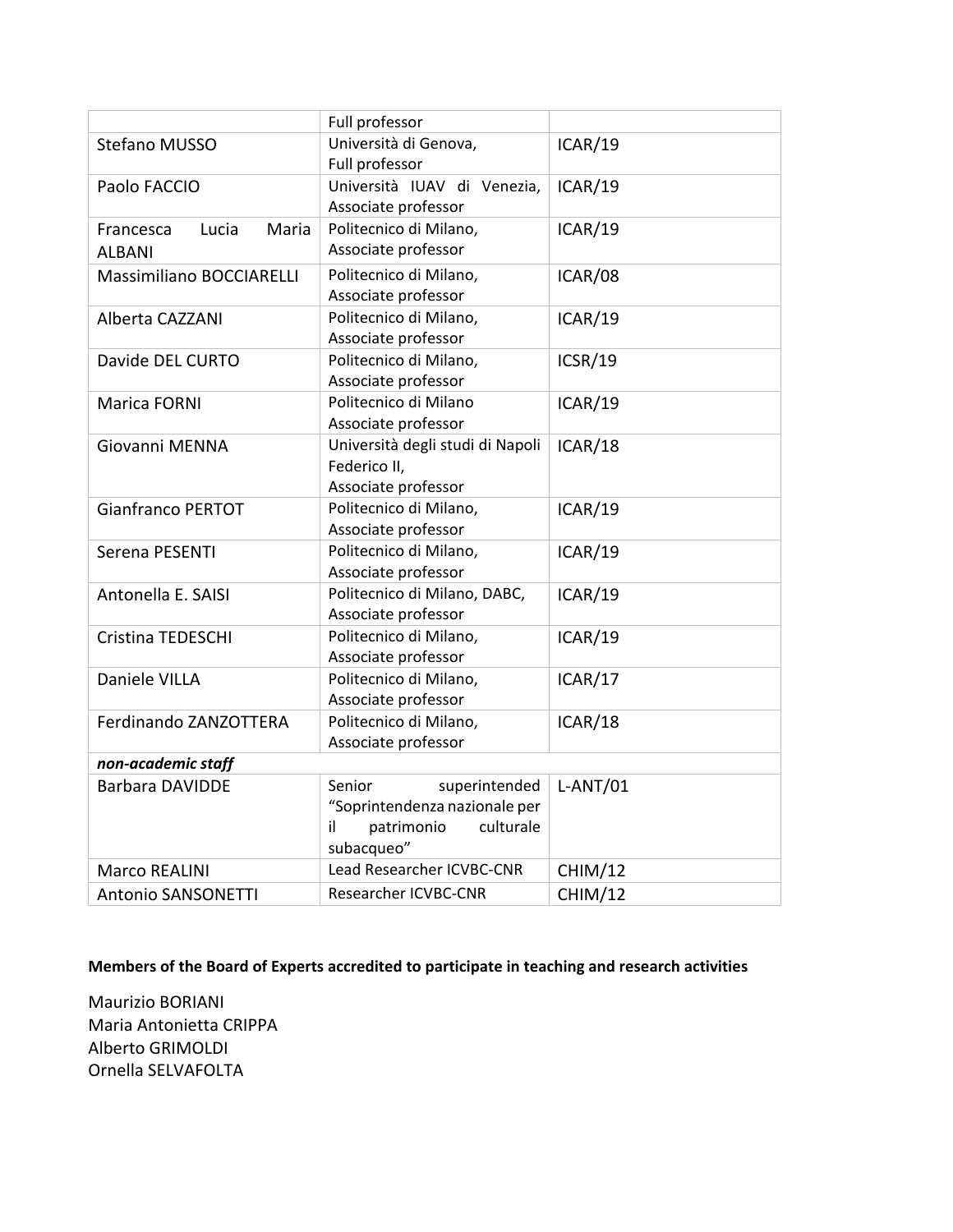| | Full professor | |
|---|---|---|
| Stefano MUSSO | Università di Genova, Full professor | ICAR/19 |
| Paolo FACCIO | Università IUAV di Venezia, Associate professor | ICAR/19 |
| Francesca Lucia Maria ALBANI | Politecnico di Milano, Associate professor | ICAR/19 |
| Massimiliano BOCCIARELLI | Politecnico di Milano, Associate professor | ICAR/08 |
| Alberta CAZZANI | Politecnico di Milano, Associate professor | ICAR/19 |
| Davide DEL CURTO | Politecnico di Milano, Associate professor | ICSR/19 |
| Marica FORNI | Politecnico di Milano Associate professor | ICAR/19 |
| Giovanni MENNA | Università degli studi di Napoli Federico II, Associate professor | ICAR/18 |
| Gianfranco PERTOT | Politecnico di Milano, Associate professor | ICAR/19 |
| Serena PESENTI | Politecnico di Milano, Associate professor | ICAR/19 |
| Antonella E. SAISI | Politecnico di Milano, DABC, Associate professor | ICAR/19 |
| Cristina TEDESCHI | Politecnico di Milano, Associate professor | ICAR/19 |
| Daniele VILLA | Politecnico di Milano, Associate professor | ICAR/17 |
| Ferdinando ZANZOTTERA | Politecnico di Milano, Associate professor | ICAR/18 |
| ***non-academic staff*** | | |
| Barbara DAVIDDE | Senior superintended "Soprintendenza nazionale per il patrimonio culturale subacqueo" | L-ANT/01 |
| Marco REALINI | Lead Researcher ICVBC-CNR | CHIM/12 |
| Antonio SANSONETTI | Researcher ICVBC-CNR | CHIM/12 |

**Members of the Board of Experts accredited to participate in teaching and research activities**

Maurizio BORIANI
Maria Antonietta CRIPPA
Alberto GRIMOLDI
Ornella SELVAFOLTA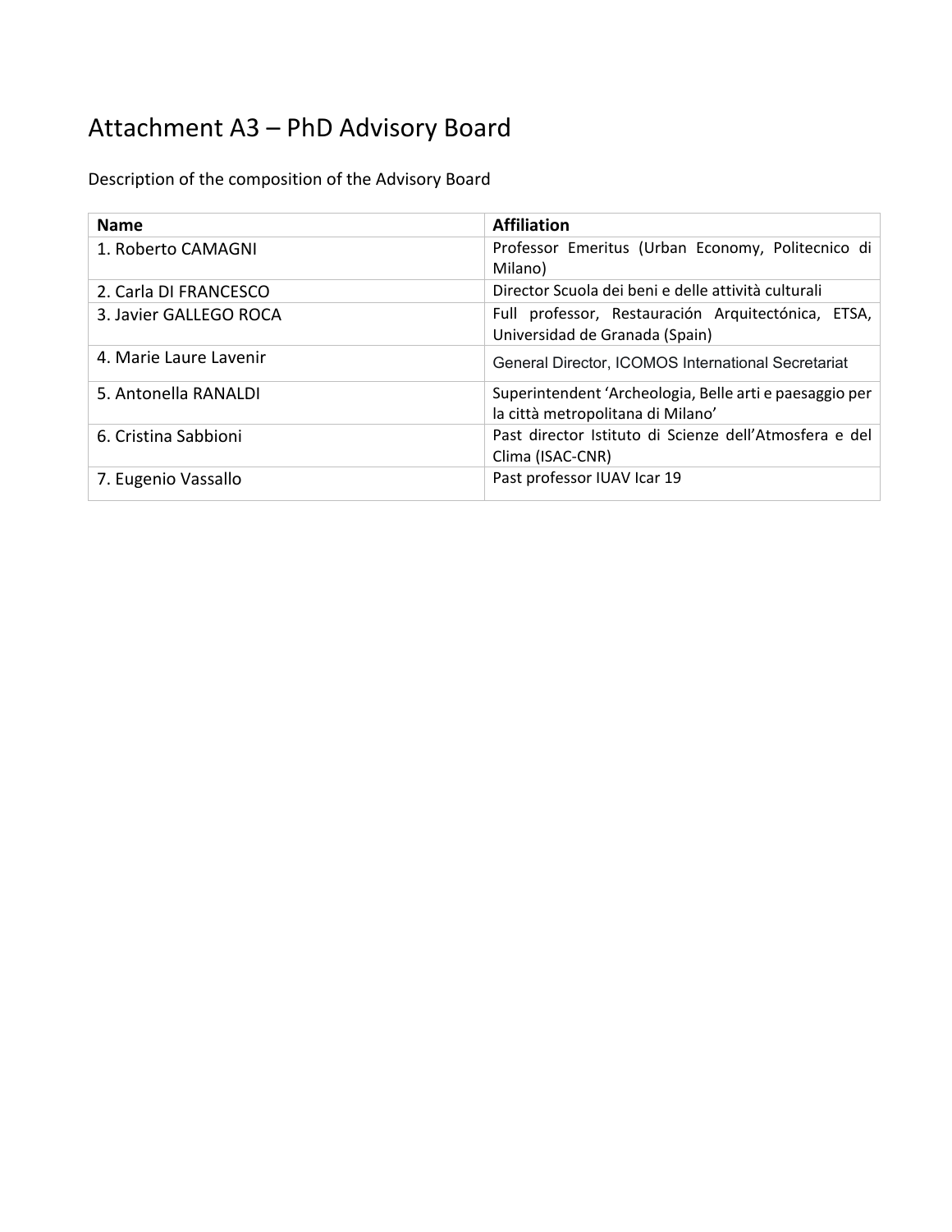# Attachment A3 – PhD Advisory Board

Description of the composition of the Advisory Board

| **Name** | **Affiliation** |
|---|---|
| 1. Roberto CAMAGNI | Professor Emeritus (Urban Economy, Politecnico di Milano) |
| 2. Carla DI FRANCESCO | Director Scuola dei beni e delle attività culturali |
| 3. Javier GALLEGO ROCA | Full professor, Restauración Arquitectónica, ETSA, Universidad de Granada (Spain) |
| 4. Marie Laure Lavenir | General Director, ICOMOS International Secretariat |
| 5. Antonella RANALDI | Superintendent 'Archeologia, Belle arti e paesaggio per la città metropolitana di Milano' |
| 6. Cristina Sabbioni | Past director Istituto di Scienze dell'Atmosfera e del Clima (ISAC-CNR) |
| 7. Eugenio Vassallo | Past professor IUAV Icar 19 |